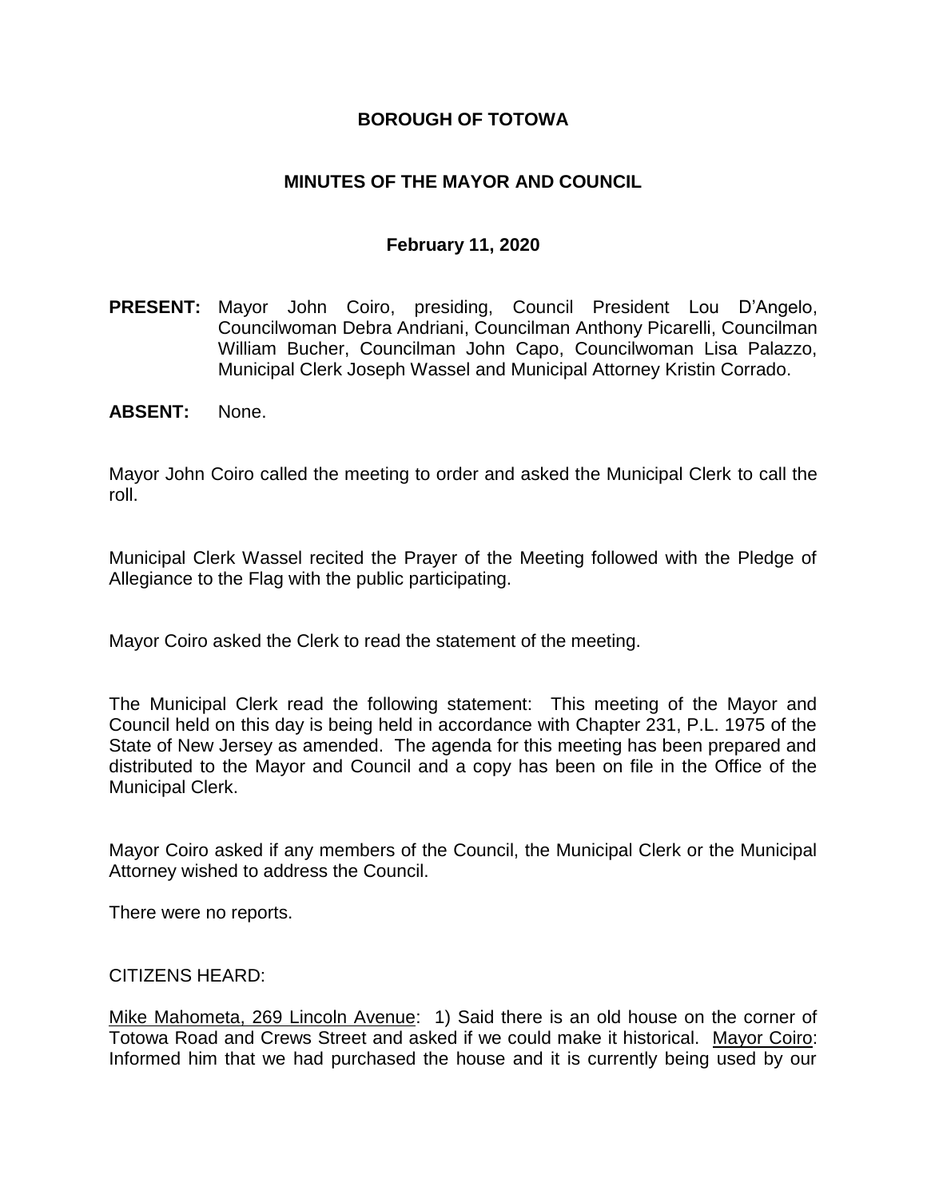# BOROUGH OF TOTOWA

## MINUTES OF THE MAYOR AND COUNCIL

### February 11, 2020

**PRESENT:** Mayor John Coiro, presiding, Council President Lou D'Angelo, Councilwoman Debra Andriani, Councilman Anthony Picarelli, Councilman William Bucher, Councilman John Capo, Councilwoman Lisa Palazzo, Municipal Clerk Joseph Wassel and Municipal Attorney Kristin Corrado.

**ABSENT:** None.

Mayor John Coiro called the meeting to order and asked the Municipal Clerk to call the roll.

Municipal Clerk Wassel recited the Prayer of the Meeting followed with the Pledge of Allegiance to the Flag with the public participating.

Mayor Coiro asked the Clerk to read the statement of the meeting.

The Municipal Clerk read the following statement: This meeting of the Mayor and Council held on this day is being held in accordance with Chapter 231, P.L. 1975 of the State of New Jersey as amended. The agenda for this meeting has been prepared and distributed to the Mayor and Council and a copy has been on file in the Office of the Municipal Clerk.

Mayor Coiro asked if any members of the Council, the Municipal Clerk or the Municipal Attorney wished to address the Council.

There were no reports.

CITIZENS HEARD:

Mike Mahometa, 269 Lincoln Avenue: 1) Said there is an old house on the corner of Totowa Road and Crews Street and asked if we could make it historical. Mayor Coiro: Informed him that we had purchased the house and it is currently being used by our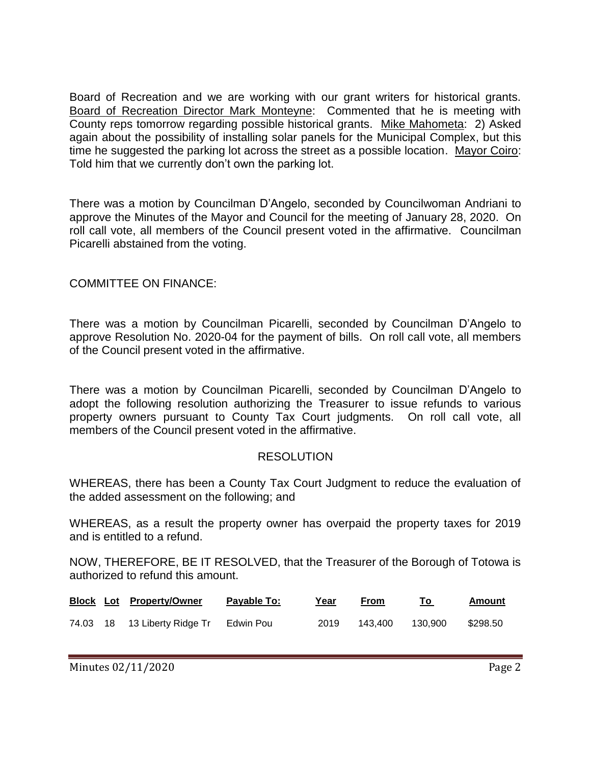Board of Recreation and we are working with our grant writers for historical grants. Board of Recreation Director Mark Monteyne: Commented that he is meeting with County reps tomorrow regarding possible historical grants. Mike Mahometa: 2) Asked again about the possibility of installing solar panels for the Municipal Complex, but this time he suggested the parking lot across the street as a possible location. Mayor Coiro: Told him that we currently don't own the parking lot.

There was a motion by Councilman D'Angelo, seconded by Councilwoman Andriani to approve the Minutes of the Mayor and Council for the meeting of January 28, 2020. On roll call vote, all members of the Council present voted in the affirmative. Councilman Picarelli abstained from the voting.

COMMITTEE ON FINANCE:

There was a motion by Councilman Picarelli, seconded by Councilman D'Angelo to approve Resolution No. 2020-04 for the payment of bills. On roll call vote, all members of the Council present voted in the affirmative.

There was a motion by Councilman Picarelli, seconded by Councilman D'Angelo to adopt the following resolution authorizing the Treasurer to issue refunds to various property owners pursuant to County Tax Court judgments. On roll call vote, all members of the Council present voted in the affirmative.

RESOLUTION

WHEREAS, there has been a County Tax Court Judgment to reduce the evaluation of the added assessment on the following; and

WHEREAS, as a result the property owner has overpaid the property taxes for 2019 and is entitled to a refund.

NOW, THEREFORE, BE IT RESOLVED, that the Treasurer of the Borough of Totowa is authorized to refund this amount.

| Block | Lot | Property/Owner | Payable To: | Year | From | To | Amount |
|---|---|---|---|---|---|---|---|
| 74.03 | 18 | 13 Liberty Ridge Tr | Edwin Pou | 2019 | 143,400 | 130,900 | $298.50 |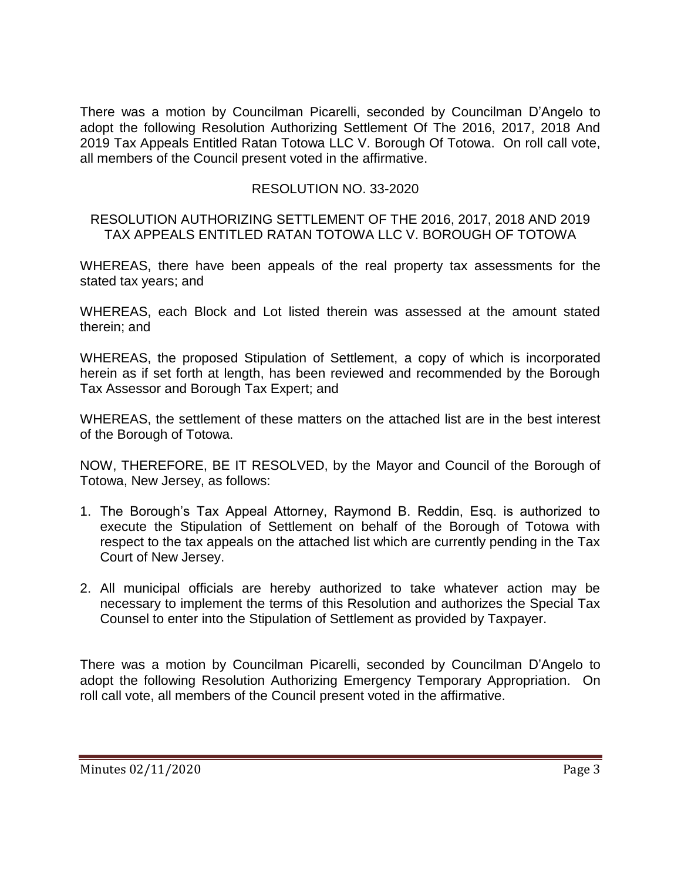There was a motion by Councilman Picarelli, seconded by Councilman D'Angelo to adopt the following Resolution Authorizing Settlement Of The 2016, 2017, 2018 And 2019 Tax Appeals Entitled Ratan Totowa LLC V. Borough Of Totowa. On roll call vote, all members of the Council present voted in the affirmative.

RESOLUTION NO. 33-2020

RESOLUTION AUTHORIZING SETTLEMENT OF THE 2016, 2017, 2018 AND 2019 TAX APPEALS ENTITLED RATAN TOTOWA LLC V. BOROUGH OF TOTOWA

WHEREAS, there have been appeals of the real property tax assessments for the stated tax years; and

WHEREAS, each Block and Lot listed therein was assessed at the amount stated therein; and

WHEREAS, the proposed Stipulation of Settlement, a copy of which is incorporated herein as if set forth at length, has been reviewed and recommended by the Borough Tax Assessor and Borough Tax Expert; and

WHEREAS, the settlement of these matters on the attached list are in the best interest of the Borough of Totowa.

NOW, THEREFORE, BE IT RESOLVED, by the Mayor and Council of the Borough of Totowa, New Jersey, as follows:

1. The Borough's Tax Appeal Attorney, Raymond B. Reddin, Esq. is authorized to execute the Stipulation of Settlement on behalf of the Borough of Totowa with respect to the tax appeals on the attached list which are currently pending in the Tax Court of New Jersey.
2. All municipal officials are hereby authorized to take whatever action may be necessary to implement the terms of this Resolution and authorizes the Special Tax Counsel to enter into the Stipulation of Settlement as provided by Taxpayer.

There was a motion by Councilman Picarelli, seconded by Councilman D'Angelo to adopt the following Resolution Authorizing Emergency Temporary Appropriation. On roll call vote, all members of the Council present voted in the affirmative.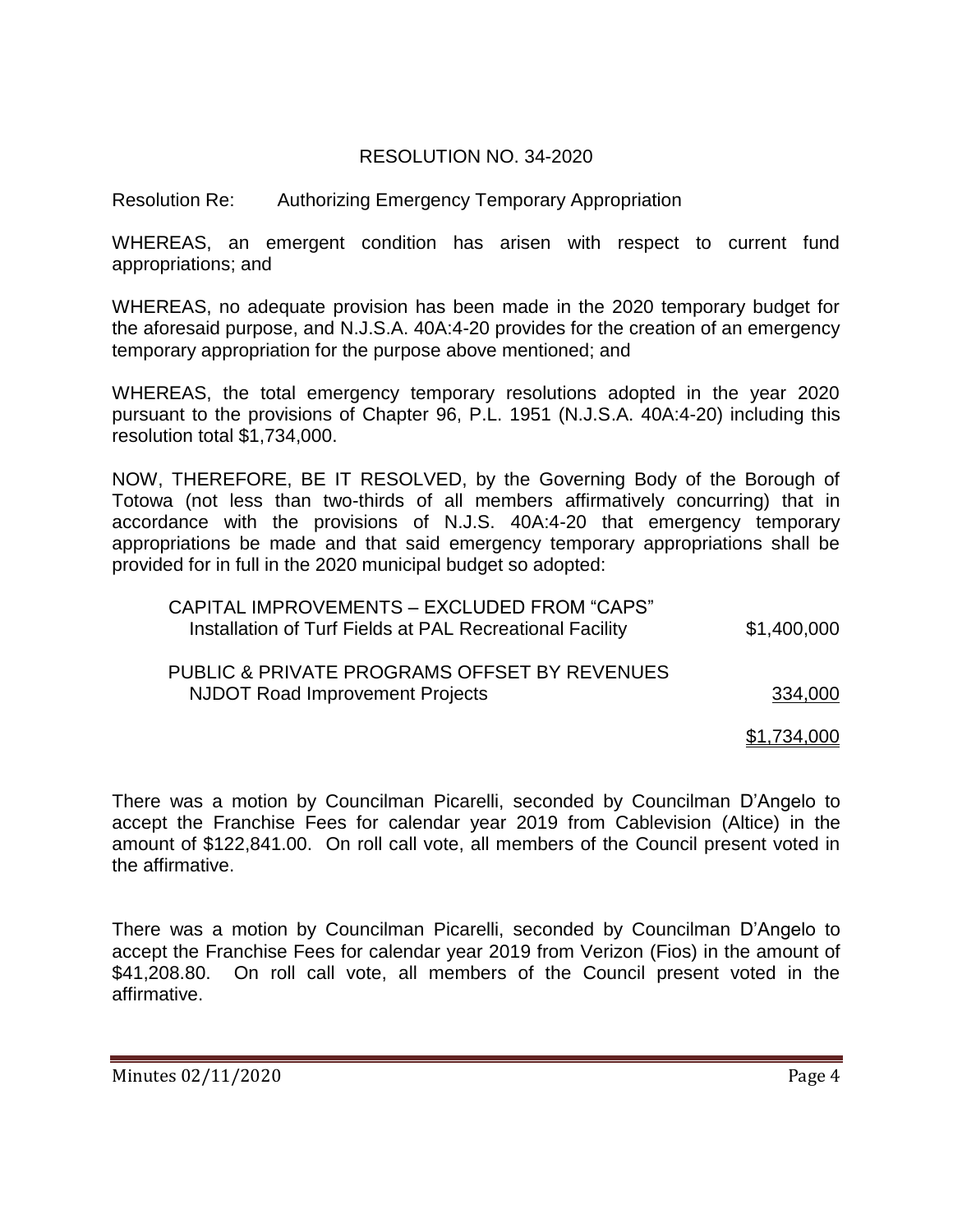RESOLUTION NO. 34-2020

Resolution Re: Authorizing Emergency Temporary Appropriation

WHEREAS, an emergent condition has arisen with respect to current fund appropriations; and

WHEREAS, no adequate provision has been made in the 2020 temporary budget for the aforesaid purpose, and N.J.S.A. 40A:4-20 provides for the creation of an emergency temporary appropriation for the purpose above mentioned; and

WHEREAS, the total emergency temporary resolutions adopted in the year 2020 pursuant to the provisions of Chapter 96, P.L. 1951 (N.J.S.A. 40A:4-20) including this resolution total $1,734,000.

NOW, THEREFORE, BE IT RESOLVED, by the Governing Body of the Borough of Totowa (not less than two-thirds of all members affirmatively concurring) that in accordance with the provisions of N.J.S. 40A:4-20 that emergency temporary appropriations be made and that said emergency temporary appropriations shall be provided for in full in the 2020 municipal budget so adopted:

| | |
|---|---|
| CAPITAL IMPROVEMENTS – EXCLUDED FROM "CAPS" | |
| Installation of Turf Fields at PAL Recreational Facility | $1,400,000 |
| PUBLIC & PRIVATE PROGRAMS OFFSET BY REVENUES | |
| NJDOT Road Improvement Projects | 334,000 |
| | $1,734,000 |

There was a motion by Councilman Picarelli, seconded by Councilman D'Angelo to accept the Franchise Fees for calendar year 2019 from Cablevision (Altice) in the amount of $122,841.00. On roll call vote, all members of the Council present voted in the affirmative.

There was a motion by Councilman Picarelli, seconded by Councilman D'Angelo to accept the Franchise Fees for calendar year 2019 from Verizon (Fios) in the amount of $41,208.80. On roll call vote, all members of the Council present voted in the affirmative.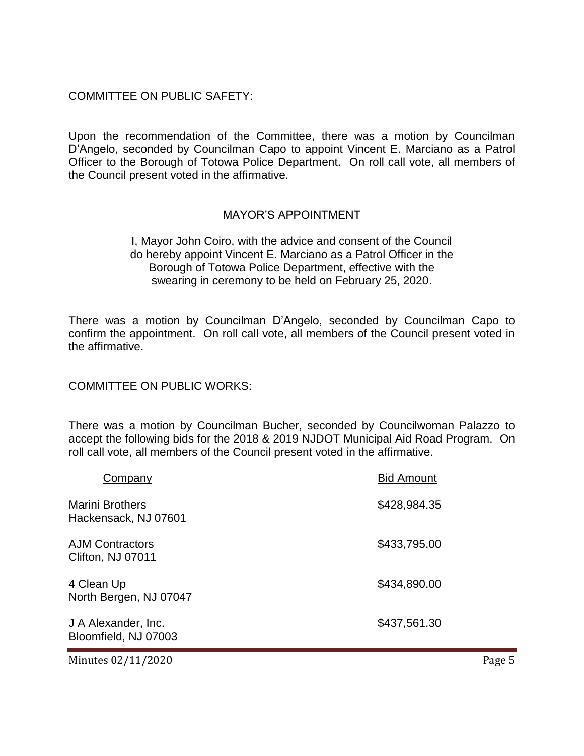COMMITTEE ON PUBLIC SAFETY:

Upon the recommendation of the Committee, there was a motion by Councilman D'Angelo, seconded by Councilman Capo to appoint Vincent E. Marciano as a Patrol Officer to the Borough of Totowa Police Department. On roll call vote, all members of the Council present voted in the affirmative.

MAYOR'S APPOINTMENT

I, Mayor John Coiro, with the advice and consent of the Council do hereby appoint Vincent E. Marciano as a Patrol Officer in the Borough of Totowa Police Department, effective with the swearing in ceremony to be held on February 25, 2020.

There was a motion by Councilman D'Angelo, seconded by Councilman Capo to confirm the appointment. On roll call vote, all members of the Council present voted in the affirmative.

COMMITTEE ON PUBLIC WORKS:

There was a motion by Councilman Bucher, seconded by Councilwoman Palazzo to accept the following bids for the 2018 & 2019 NJDOT Municipal Aid Road Program. On roll call vote, all members of the Council present voted in the affirmative.

| Company | Bid Amount |
|---|---|
| Marini Brothers<br>Hackensack, NJ 07601 | \$428,984.35 |
| AJM Contractors<br>Clifton, NJ 07011 | \$433,795.00 |
| 4 Clean Up<br>North Bergen, NJ 07047 | \$434,890.00 |
| J A Alexander, Inc.<br>Bloomfield, NJ 07003 | \$437,561.30 |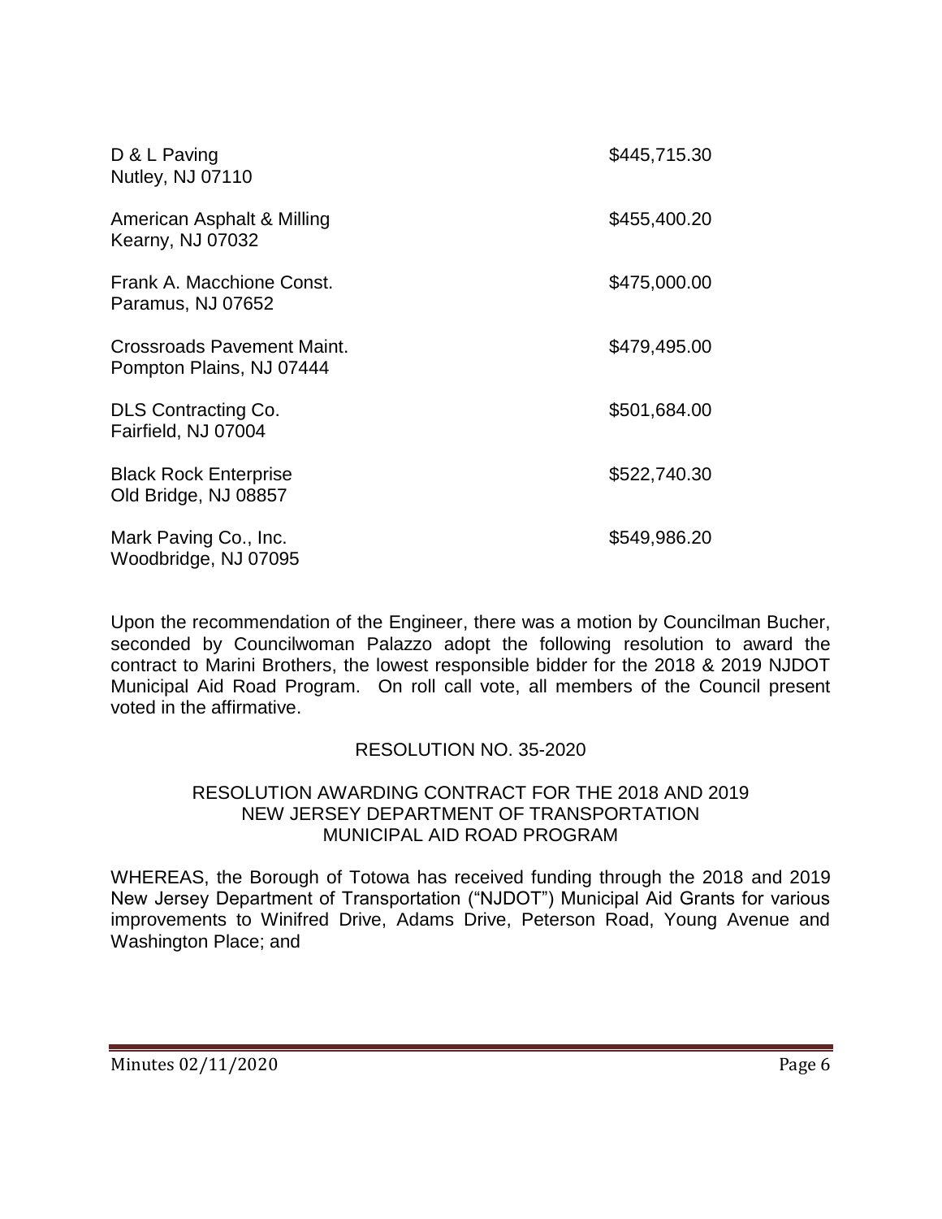| | |
|---|---|
| D & L Paving<br>Nutley, NJ 07110 | \$445,715.30 |
| American Asphalt & Milling<br>Kearny, NJ 07032 | \$455,400.20 |
| Frank A. Macchione Const.<br>Paramus, NJ 07652 | \$475,000.00 |
| Crossroads Pavement Maint.<br>Pompton Plains, NJ 07444 | \$479,495.00 |
| DLS Contracting Co.<br>Fairfield, NJ 07004 | \$501,684.00 |
| Black Rock Enterprise<br>Old Bridge, NJ 08857 | \$522,740.30 |
| Mark Paving Co., Inc.<br>Woodbridge, NJ 07095 | \$549,986.20 |

Upon the recommendation of the Engineer, there was a motion by Councilman Bucher, seconded by Councilwoman Palazzo adopt the following resolution to award the contract to Marini Brothers, the lowest responsible bidder for the 2018 & 2019 NJDOT Municipal Aid Road Program. On roll call vote, all members of the Council present voted in the affirmative.

RESOLUTION NO. 35-2020

RESOLUTION AWARDING CONTRACT FOR THE 2018 AND 2019 NEW JERSEY DEPARTMENT OF TRANSPORTATION MUNICIPAL AID ROAD PROGRAM

WHEREAS, the Borough of Totowa has received funding through the 2018 and 2019 New Jersey Department of Transportation ("NJDOT") Municipal Aid Grants for various improvements to Winifred Drive, Adams Drive, Peterson Road, Young Avenue and Washington Place; and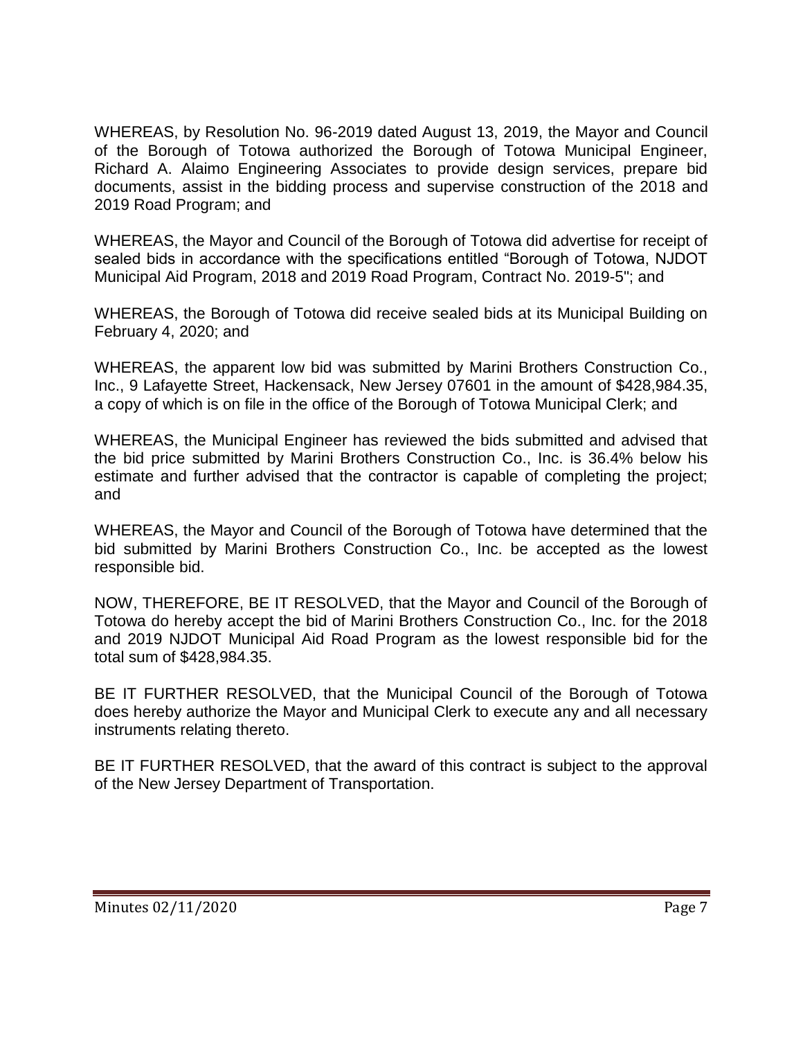WHEREAS, by Resolution No. 96-2019 dated August 13, 2019, the Mayor and Council of the Borough of Totowa authorized the Borough of Totowa Municipal Engineer, Richard A. Alaimo Engineering Associates to provide design services, prepare bid documents, assist in the bidding process and supervise construction of the 2018 and 2019 Road Program; and

WHEREAS, the Mayor and Council of the Borough of Totowa did advertise for receipt of sealed bids in accordance with the specifications entitled "Borough of Totowa, NJDOT Municipal Aid Program, 2018 and 2019 Road Program, Contract No. 2019-5"; and

WHEREAS, the Borough of Totowa did receive sealed bids at its Municipal Building on February 4, 2020; and

WHEREAS, the apparent low bid was submitted by Marini Brothers Construction Co., Inc., 9 Lafayette Street, Hackensack, New Jersey 07601 in the amount of $428,984.35, a copy of which is on file in the office of the Borough of Totowa Municipal Clerk; and

WHEREAS, the Municipal Engineer has reviewed the bids submitted and advised that the bid price submitted by Marini Brothers Construction Co., Inc. is 36.4% below his estimate and further advised that the contractor is capable of completing the project; and

WHEREAS, the Mayor and Council of the Borough of Totowa have determined that the bid submitted by Marini Brothers Construction Co., Inc. be accepted as the lowest responsible bid.

NOW, THEREFORE, BE IT RESOLVED, that the Mayor and Council of the Borough of Totowa do hereby accept the bid of Marini Brothers Construction Co., Inc. for the 2018 and 2019 NJDOT Municipal Aid Road Program as the lowest responsible bid for the total sum of $428,984.35.

BE IT FURTHER RESOLVED, that the Municipal Council of the Borough of Totowa does hereby authorize the Mayor and Municipal Clerk to execute any and all necessary instruments relating thereto.

BE IT FURTHER RESOLVED, that the award of this contract is subject to the approval of the New Jersey Department of Transportation.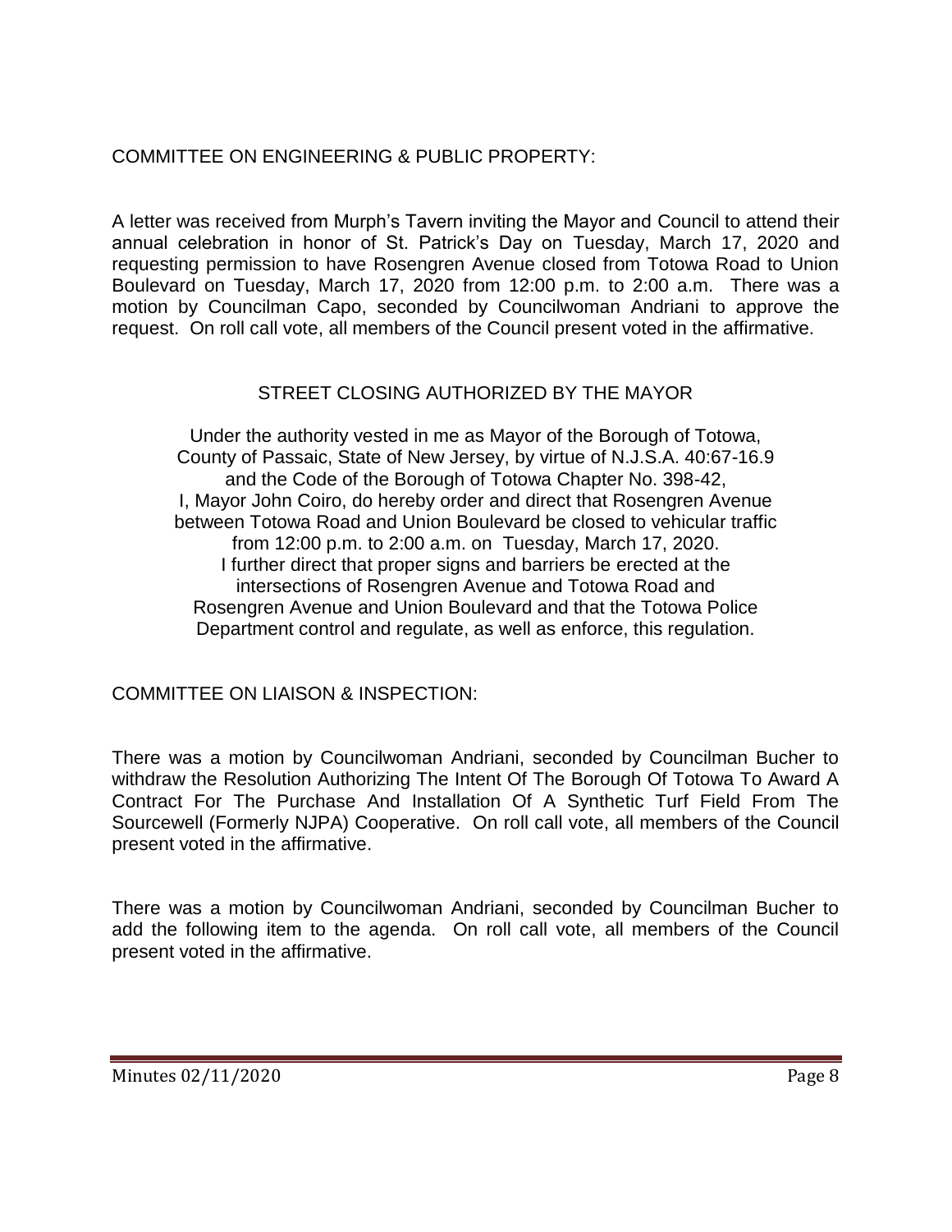COMMITTEE ON ENGINEERING & PUBLIC PROPERTY:

A letter was received from Murph's Tavern inviting the Mayor and Council to attend their annual celebration in honor of St. Patrick's Day on Tuesday, March 17, 2020 and requesting permission to have Rosengren Avenue closed from Totowa Road to Union Boulevard on Tuesday, March 17, 2020 from 12:00 p.m. to 2:00 a.m. There was a motion by Councilman Capo, seconded by Councilwoman Andriani to approve the request. On roll call vote, all members of the Council present voted in the affirmative.

STREET CLOSING AUTHORIZED BY THE MAYOR

Under the authority vested in me as Mayor of the Borough of Totowa, County of Passaic, State of New Jersey, by virtue of N.J.S.A. 40:67-16.9 and the Code of the Borough of Totowa Chapter No. 398-42, I, Mayor John Coiro, do hereby order and direct that Rosengren Avenue between Totowa Road and Union Boulevard be closed to vehicular traffic from 12:00 p.m. to 2:00 a.m. on Tuesday, March 17, 2020. I further direct that proper signs and barriers be erected at the intersections of Rosengren Avenue and Totowa Road and Rosengren Avenue and Union Boulevard and that the Totowa Police Department control and regulate, as well as enforce, this regulation.

COMMITTEE ON LIAISON & INSPECTION:

There was a motion by Councilwoman Andriani, seconded by Councilman Bucher to withdraw the Resolution Authorizing The Intent Of The Borough Of Totowa To Award A Contract For The Purchase And Installation Of A Synthetic Turf Field From The Sourcewell (Formerly NJPA) Cooperative. On roll call vote, all members of the Council present voted in the affirmative.

There was a motion by Councilwoman Andriani, seconded by Councilman Bucher to add the following item to the agenda. On roll call vote, all members of the Council present voted in the affirmative.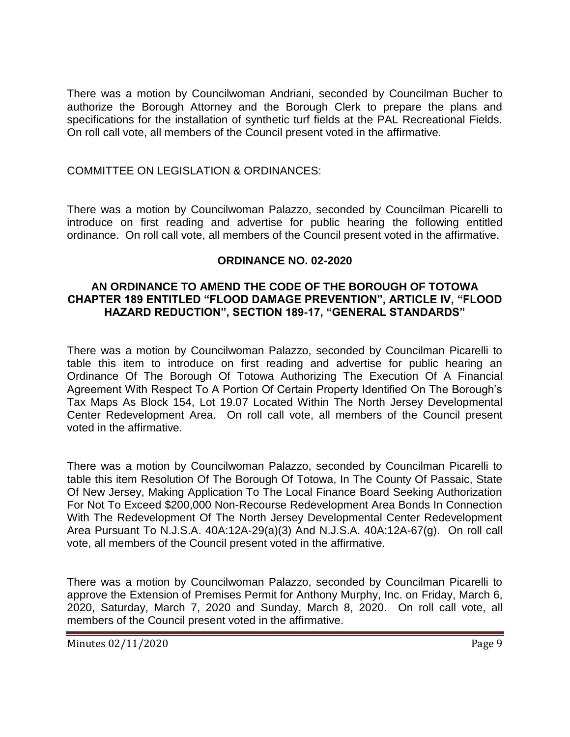There was a motion by Councilwoman Andriani, seconded by Councilman Bucher to authorize the Borough Attorney and the Borough Clerk to prepare the plans and specifications for the installation of synthetic turf fields at the PAL Recreational Fields. On roll call vote, all members of the Council present voted in the affirmative.

COMMITTEE ON LEGISLATION & ORDINANCES:

There was a motion by Councilwoman Palazzo, seconded by Councilman Picarelli to introduce on first reading and advertise for public hearing the following entitled ordinance. On roll call vote, all members of the Council present voted in the affirmative.

**ORDINANCE NO. 02-2020**

**AN ORDINANCE TO AMEND THE CODE OF THE BOROUGH OF TOTOWA CHAPTER 189 ENTITLED "FLOOD DAMAGE PREVENTION", ARTICLE IV, "FLOOD HAZARD REDUCTION", SECTION 189-17, "GENERAL STANDARDS"**

There was a motion by Councilwoman Palazzo, seconded by Councilman Picarelli to table this item to introduce on first reading and advertise for public hearing an Ordinance Of The Borough Of Totowa Authorizing The Execution Of A Financial Agreement With Respect To A Portion Of Certain Property Identified On The Borough's Tax Maps As Block 154, Lot 19.07 Located Within The North Jersey Developmental Center Redevelopment Area. On roll call vote, all members of the Council present voted in the affirmative.

There was a motion by Councilwoman Palazzo, seconded by Councilman Picarelli to table this item Resolution Of The Borough Of Totowa, In The County Of Passaic, State Of New Jersey, Making Application To The Local Finance Board Seeking Authorization For Not To Exceed $200,000 Non-Recourse Redevelopment Area Bonds In Connection With The Redevelopment Of The North Jersey Developmental Center Redevelopment Area Pursuant To N.J.S.A. 40A:12A-29(a)(3) And N.J.S.A. 40A:12A-67(g). On roll call vote, all members of the Council present voted in the affirmative.

There was a motion by Councilwoman Palazzo, seconded by Councilman Picarelli to approve the Extension of Premises Permit for Anthony Murphy, Inc. on Friday, March 6, 2020, Saturday, March 7, 2020 and Sunday, March 8, 2020. On roll call vote, all members of the Council present voted in the affirmative.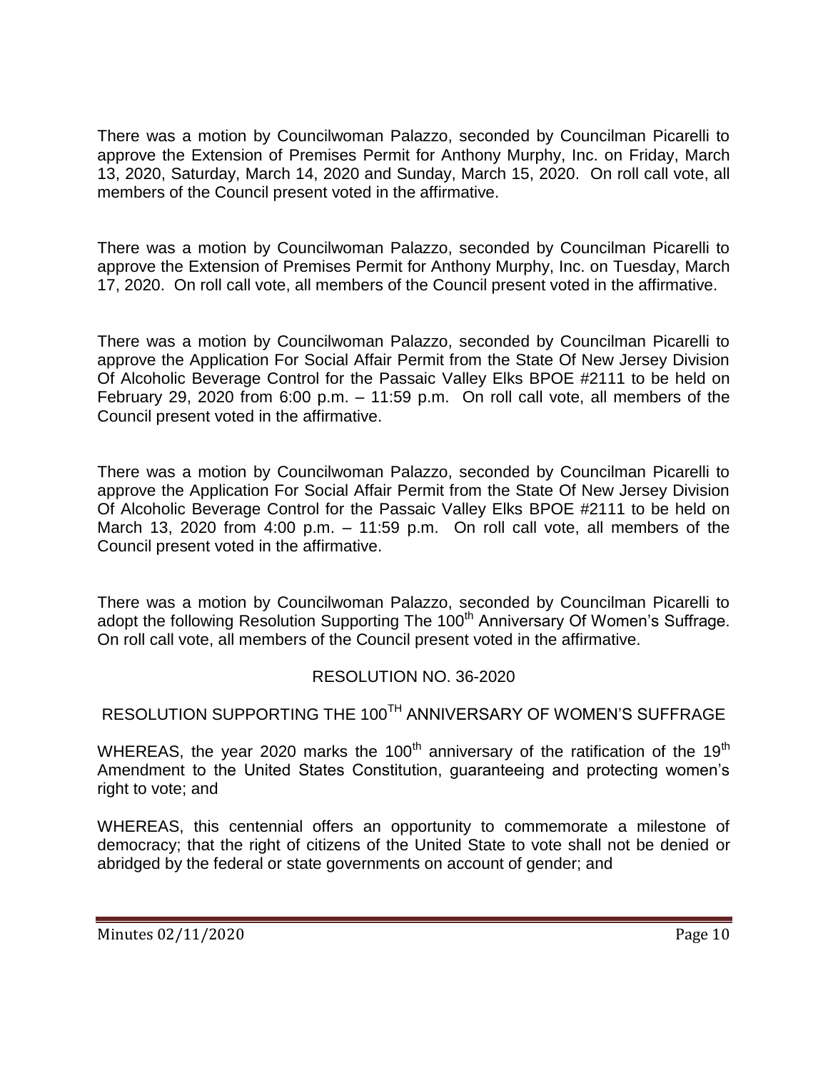There was a motion by Councilwoman Palazzo, seconded by Councilman Picarelli to approve the Extension of Premises Permit for Anthony Murphy, Inc. on Friday, March 13, 2020, Saturday, March 14, 2020 and Sunday, March 15, 2020. On roll call vote, all members of the Council present voted in the affirmative.

There was a motion by Councilwoman Palazzo, seconded by Councilman Picarelli to approve the Extension of Premises Permit for Anthony Murphy, Inc. on Tuesday, March 17, 2020. On roll call vote, all members of the Council present voted in the affirmative.

There was a motion by Councilwoman Palazzo, seconded by Councilman Picarelli to approve the Application For Social Affair Permit from the State Of New Jersey Division Of Alcoholic Beverage Control for the Passaic Valley Elks BPOE #2111 to be held on February 29, 2020 from 6:00 p.m. – 11:59 p.m. On roll call vote, all members of the Council present voted in the affirmative.

There was a motion by Councilwoman Palazzo, seconded by Councilman Picarelli to approve the Application For Social Affair Permit from the State Of New Jersey Division Of Alcoholic Beverage Control for the Passaic Valley Elks BPOE #2111 to be held on March 13, 2020 from 4:00 p.m. – 11:59 p.m. On roll call vote, all members of the Council present voted in the affirmative.

There was a motion by Councilwoman Palazzo, seconded by Councilman Picarelli to adopt the following Resolution Supporting The 100th Anniversary Of Women's Suffrage. On roll call vote, all members of the Council present voted in the affirmative.

RESOLUTION NO. 36-2020

RESOLUTION SUPPORTING THE 100TH ANNIVERSARY OF WOMEN'S SUFFRAGE

WHEREAS, the year 2020 marks the 100th anniversary of the ratification of the 19th Amendment to the United States Constitution, guaranteeing and protecting women's right to vote; and

WHEREAS, this centennial offers an opportunity to commemorate a milestone of democracy; that the right of citizens of the United State to vote shall not be denied or abridged by the federal or state governments on account of gender; and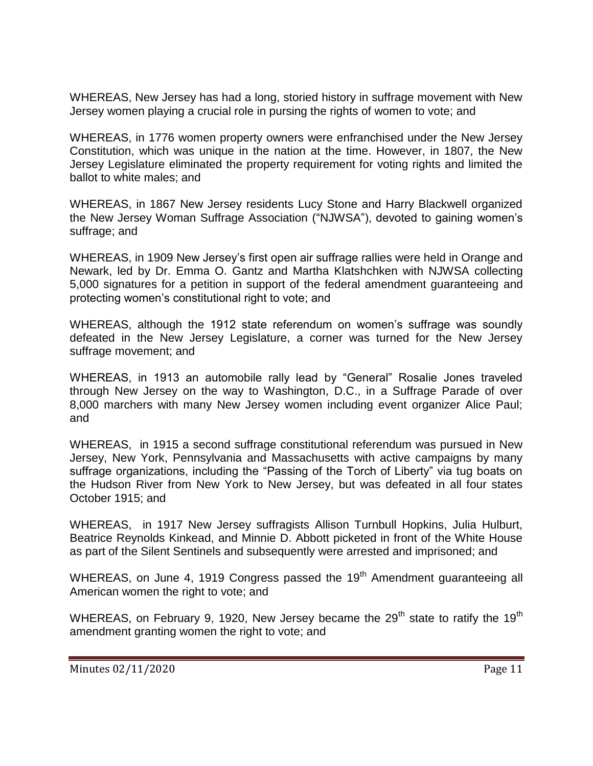WHEREAS, New Jersey has had a long, storied history in suffrage movement with New Jersey women playing a crucial role in pursing the rights of women to vote; and

WHEREAS, in 1776 women property owners were enfranchised under the New Jersey Constitution, which was unique in the nation at the time. However, in 1807, the New Jersey Legislature eliminated the property requirement for voting rights and limited the ballot to white males; and

WHEREAS, in 1867 New Jersey residents Lucy Stone and Harry Blackwell organized the New Jersey Woman Suffrage Association ("NJWSA"), devoted to gaining women's suffrage; and

WHEREAS, in 1909 New Jersey's first open air suffrage rallies were held in Orange and Newark, led by Dr. Emma O. Gantz and Martha Klatshchken with NJWSA collecting 5,000 signatures for a petition in support of the federal amendment guaranteeing and protecting women's constitutional right to vote; and

WHEREAS, although the 1912 state referendum on women's suffrage was soundly defeated in the New Jersey Legislature, a corner was turned for the New Jersey suffrage movement; and

WHEREAS, in 1913 an automobile rally lead by "General" Rosalie Jones traveled through New Jersey on the way to Washington, D.C., in a Suffrage Parade of over 8,000 marchers with many New Jersey women including event organizer Alice Paul; and

WHEREAS, in 1915 a second suffrage constitutional referendum was pursued in New Jersey, New York, Pennsylvania and Massachusetts with active campaigns by many suffrage organizations, including the "Passing of the Torch of Liberty" via tug boats on the Hudson River from New York to New Jersey, but was defeated in all four states October 1915; and

WHEREAS, in 1917 New Jersey suffragists Allison Turnbull Hopkins, Julia Hulburt, Beatrice Reynolds Kinkead, and Minnie D. Abbott picketed in front of the White House as part of the Silent Sentinels and subsequently were arrested and imprisoned; and

WHEREAS, on June 4, 1919 Congress passed the 19th Amendment guaranteeing all American women the right to vote; and

WHEREAS, on February 9, 1920, New Jersey became the 29th state to ratify the 19th amendment granting women the right to vote; and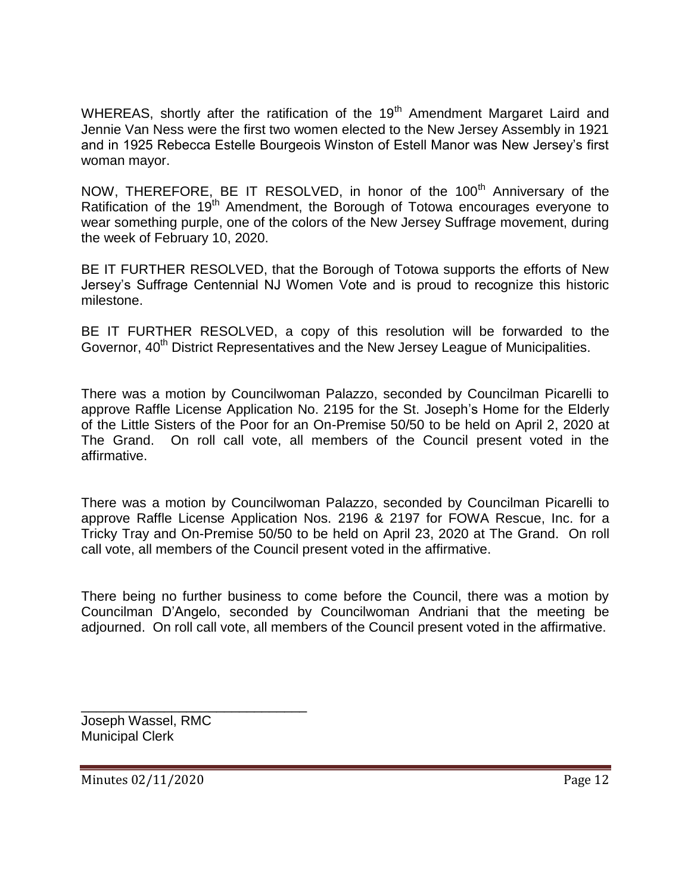WHEREAS, shortly after the ratification of the 19th Amendment Margaret Laird and Jennie Van Ness were the first two women elected to the New Jersey Assembly in 1921 and in 1925 Rebecca Estelle Bourgeois Winston of Estell Manor was New Jersey's first woman mayor.

NOW, THEREFORE, BE IT RESOLVED, in honor of the 100th Anniversary of the Ratification of the 19th Amendment, the Borough of Totowa encourages everyone to wear something purple, one of the colors of the New Jersey Suffrage movement, during the week of February 10, 2020.

BE IT FURTHER RESOLVED, that the Borough of Totowa supports the efforts of New Jersey's Suffrage Centennial NJ Women Vote and is proud to recognize this historic milestone.

BE IT FURTHER RESOLVED, a copy of this resolution will be forwarded to the Governor, 40th District Representatives and the New Jersey League of Municipalities.

There was a motion by Councilwoman Palazzo, seconded by Councilman Picarelli to approve Raffle License Application No. 2195 for the St. Joseph's Home for the Elderly of the Little Sisters of the Poor for an On-Premise 50/50 to be held on April 2, 2020 at The Grand. On roll call vote, all members of the Council present voted in the affirmative.

There was a motion by Councilwoman Palazzo, seconded by Councilman Picarelli to approve Raffle License Application Nos. 2196 & 2197 for FOWA Rescue, Inc. for a Tricky Tray and On-Premise 50/50 to be held on April 23, 2020 at The Grand. On roll call vote, all members of the Council present voted in the affirmative.

There being no further business to come before the Council, there was a motion by Councilman D'Angelo, seconded by Councilwoman Andriani that the meeting be adjourned. On roll call vote, all members of the Council present voted in the affirmative.

\_\_\_\_\_\_\_\_\_\_\_\_\_\_\_\_\_\_\_\_\_\_\_\_\_\_\_\_\_\_

Joseph Wassel, RMC
Municipal Clerk

Minutes 02/11/2020